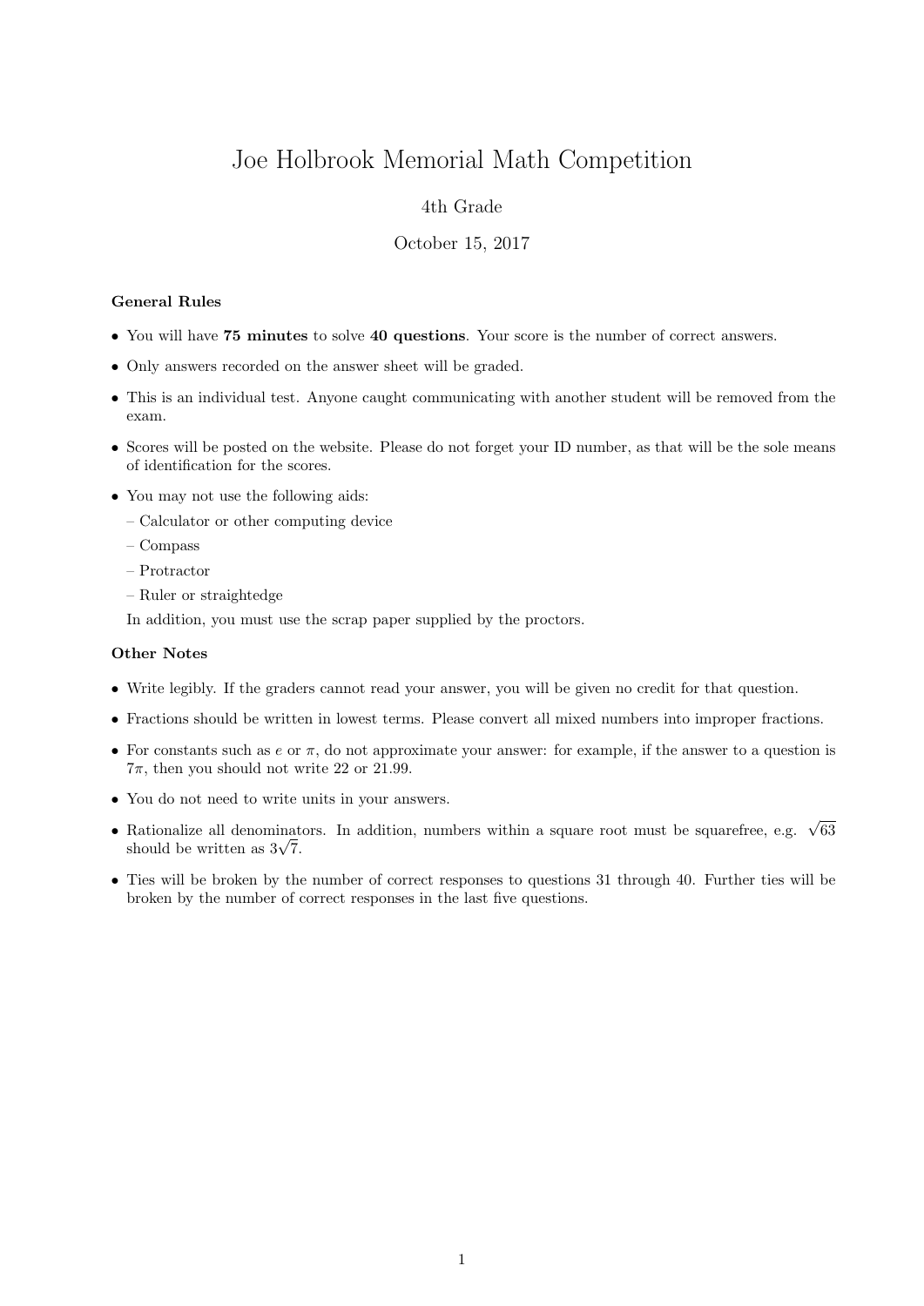# Joe Holbrook Memorial Math Competition

4th Grade

October 15, 2017

### General Rules

- You will have **75 minutes** to solve **40 questions**. Your score is the number of correct answers.
- Only answers recorded on the answer sheet will be graded.
- This is an individual test. Anyone caught communicating with another student will be removed from the exam.
- Scores will be posted on the website. Please do not forget your ID number, as that will be the sole means of identification for the scores.
- You may not use the following aids:
  - Calculator or other computing device
  - Compass
  - Protractor
  - Ruler or straightedge

  In addition, you must use the scrap paper supplied by the proctors.

### Other Notes

- Write legibly. If the graders cannot read your answer, you will be given no credit for that question.
- Fractions should be written in lowest terms. Please convert all mixed numbers into improper fractions.
- For constants such as $e$ or $\pi$, do not approximate your answer: for example, if the answer to a question is $7\pi$, then you should not write 22 or 21.99.
- You do not need to write units in your answers.
- Rationalize all denominators. In addition, numbers within a square root must be squarefree, e.g. $\sqrt{63}$ should be written as $3\sqrt{7}$.
- Ties will be broken by the number of correct responses to questions 31 through 40. Further ties will be broken by the number of correct responses in the last five questions.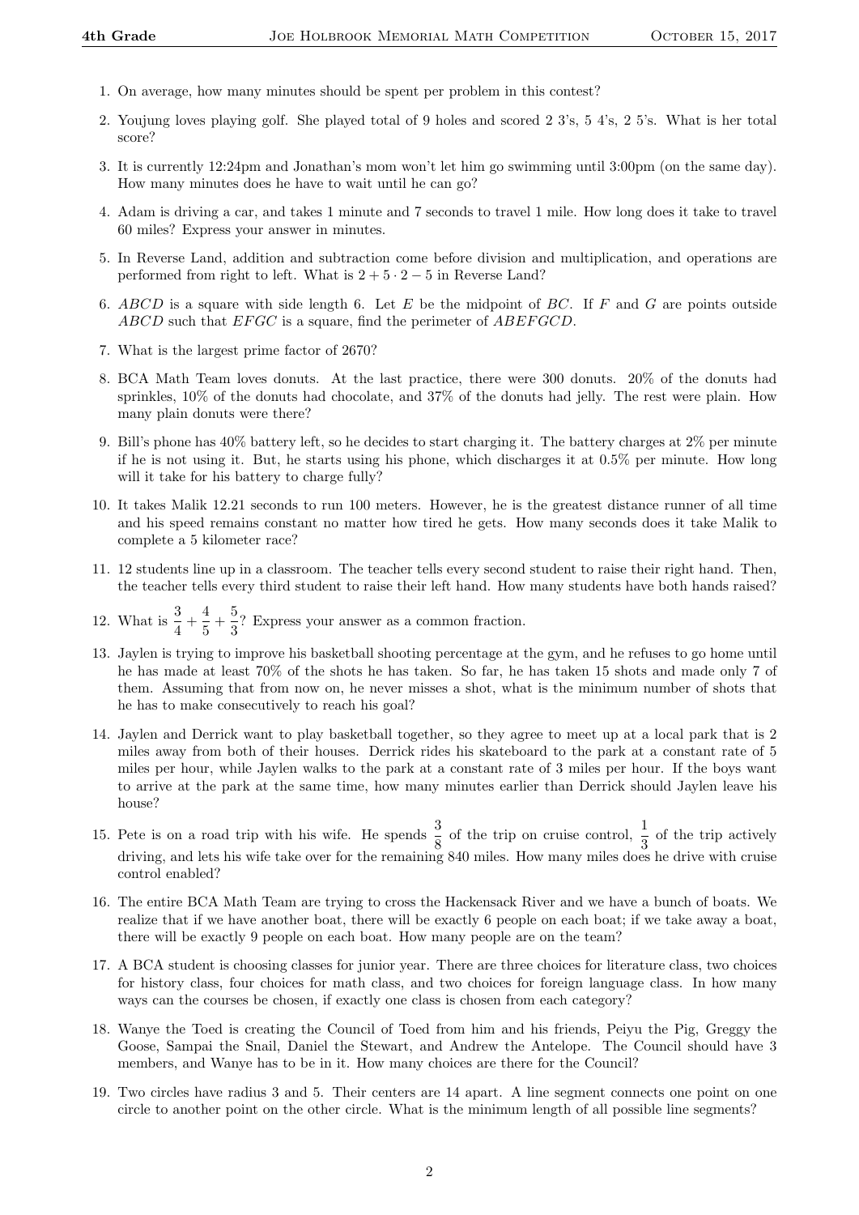1. On average, how many minutes should be spent per problem in this contest?

2. Youjung loves playing golf. She played total of 9 holes and scored 2 3's, 5 4's, 2 5's. What is her total score?

3. It is currently 12:24pm and Jonathan's mom won't let him go swimming until 3:00pm (on the same day). How many minutes does he have to wait until he can go?

4. Adam is driving a car, and takes 1 minute and 7 seconds to travel 1 mile. How long does it take to travel 60 miles? Express your answer in minutes.

5. In Reverse Land, addition and subtraction come before division and multiplication, and operations are performed from right to left. What is $2 + 5 \cdot 2 - 5$ in Reverse Land?

6. $ABCD$ is a square with side length 6. Let $E$ be the midpoint of $BC$. If $F$ and $G$ are points outside $ABCD$ such that $EFGC$ is a square, find the perimeter of $ABEFGCD$.

7. What is the largest prime factor of 2670?

8. BCA Math Team loves donuts. At the last practice, there were 300 donuts. 20% of the donuts had sprinkles, 10% of the donuts had chocolate, and 37% of the donuts had jelly. The rest were plain. How many plain donuts were there?

9. Bill's phone has 40% battery left, so he decides to start charging it. The battery charges at 2% per minute if he is not using it. But, he starts using his phone, which discharges it at 0.5% per minute. How long will it take for his battery to charge fully?

10. It takes Malik 12.21 seconds to run 100 meters. However, he is the greatest distance runner of all time and his speed remains constant no matter how tired he gets. How many seconds does it take Malik to complete a 5 kilometer race?

11. 12 students line up in a classroom. The teacher tells every second student to raise their right hand. Then, the teacher tells every third student to raise their left hand. How many students have both hands raised?

12. What is $\frac{3}{4} + \frac{4}{5} + \frac{5}{3}$? Express your answer as a common fraction.

13. Jaylen is trying to improve his basketball shooting percentage at the gym, and he refuses to go home until he has made at least 70% of the shots he has taken. So far, he has taken 15 shots and made only 7 of them. Assuming that from now on, he never misses a shot, what is the minimum number of shots that he has to make consecutively to reach his goal?

14. Jaylen and Derrick want to play basketball together, so they agree to meet up at a local park that is 2 miles away from both of their houses. Derrick rides his skateboard to the park at a constant rate of 5 miles per hour, while Jaylen walks to the park at a constant rate of 3 miles per hour. If the boys want to arrive at the park at the same time, how many minutes earlier than Derrick should Jaylen leave his house?

15. Pete is on a road trip with his wife. He spends $\frac{3}{8}$ of the trip on cruise control, $\frac{1}{3}$ of the trip actively driving, and lets his wife take over for the remaining 840 miles. How many miles does he drive with cruise control enabled?

16. The entire BCA Math Team are trying to cross the Hackensack River and we have a bunch of boats. We realize that if we have another boat, there will be exactly 6 people on each boat; if we take away a boat, there will be exactly 9 people on each boat. How many people are on the team?

17. A BCA student is choosing classes for junior year. There are three choices for literature class, two choices for history class, four choices for math class, and two choices for foreign language class. In how many ways can the courses be chosen, if exactly one class is chosen from each category?

18. Wanye the Toed is creating the Council of Toed from him and his friends, Peiyu the Pig, Greggy the Goose, Sampai the Snail, Daniel the Stewart, and Andrew the Antelope. The Council should have 3 members, and Wanye has to be in it. How many choices are there for the Council?

19. Two circles have radius 3 and 5. Their centers are 14 apart. A line segment connects one point on one circle to another point on the other circle. What is the minimum length of all possible line segments?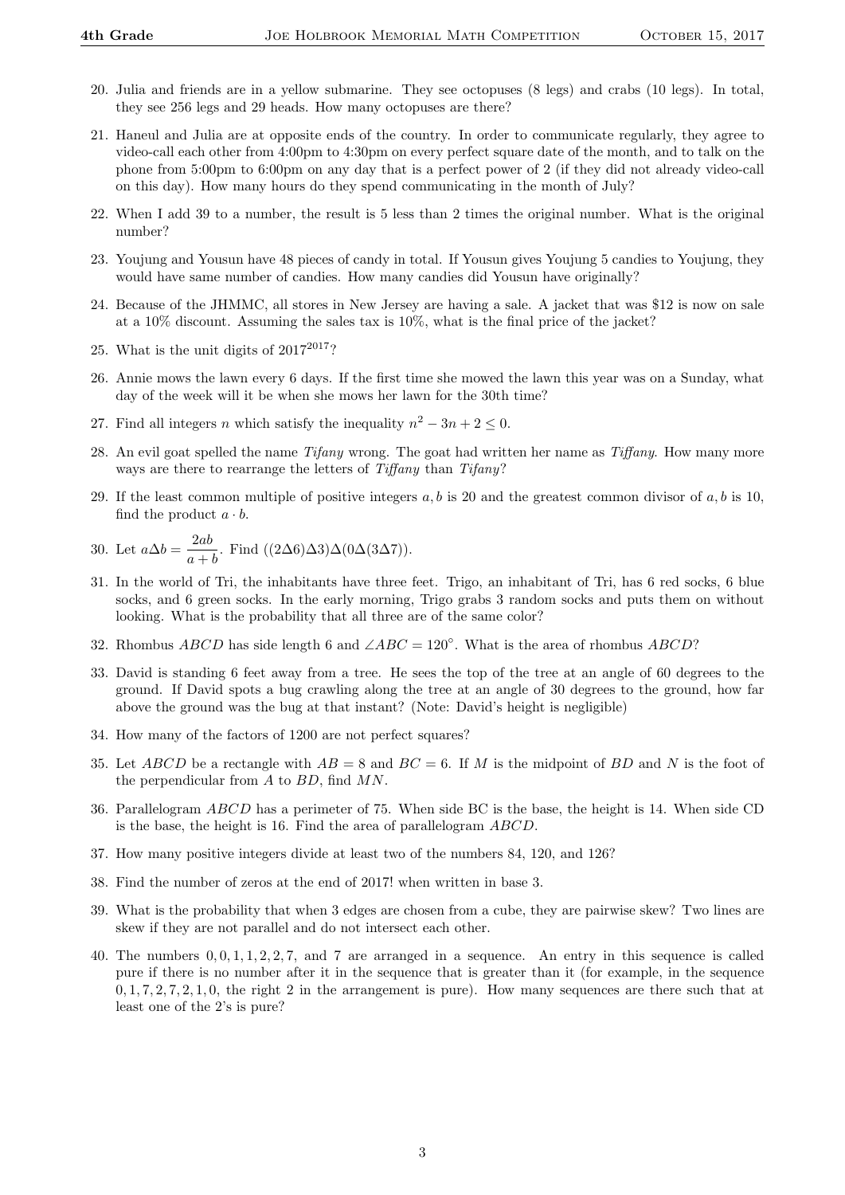20. Julia and friends are in a yellow submarine. They see octopuses (8 legs) and crabs (10 legs). In total, they see 256 legs and 29 heads. How many octopuses are there?

21. Haneul and Julia are at opposite ends of the country. In order to communicate regularly, they agree to video-call each other from 4:00pm to 4:30pm on every perfect square date of the month, and to talk on the phone from 5:00pm to 6:00pm on any day that is a perfect power of 2 (if they did not already video-call on this day). How many hours do they spend communicating in the month of July?

22. When I add 39 to a number, the result is 5 less than 2 times the original number. What is the original number?

23. Youjung and Yousun have 48 pieces of candy in total. If Yousun gives Youjung 5 candies to Youjung, they would have same number of candies. How many candies did Yousun have originally?

24. Because of the JHMMC, all stores in New Jersey are having a sale. A jacket that was \$12 is now on sale at a 10% discount. Assuming the sales tax is 10%, what is the final price of the jacket?

25. What is the unit digits of $2017^{2017}$?

26. Annie mows the lawn every 6 days. If the first time she mowed the lawn this year was on a Sunday, what day of the week will it be when she mows her lawn for the 30th time?

27. Find all integers $n$ which satisfy the inequality $n^2 - 3n + 2 \leq 0$.

28. An evil goat spelled the name *Tifany* wrong. The goat had written her name as *Tiffany*. How many more ways are there to rearrange the letters of *Tiffany* than *Tifany*?

29. If the least common multiple of positive integers $a, b$ is 20 and the greatest common divisor of $a, b$ is 10, find the product $a \cdot b$.

30. Let $a \Delta b = \dfrac{2ab}{a+b}$. Find $((2\Delta 6)\Delta 3)\Delta(0\Delta(3\Delta 7))$.

31. In the world of Tri, the inhabitants have three feet. Trigo, an inhabitant of Tri, has 6 red socks, 6 blue socks, and 6 green socks. In the early morning, Trigo grabs 3 random socks and puts them on without looking. What is the probability that all three are of the same color?

32. Rhombus $ABCD$ has side length 6 and $\angle ABC = 120^\circ$. What is the area of rhombus $ABCD$?

33. David is standing 6 feet away from a tree. He sees the top of the tree at an angle of 60 degrees to the ground. If David spots a bug crawling along the tree at an angle of 30 degrees to the ground, how far above the ground was the bug at that instant? (Note: David's height is negligible)

34. How many of the factors of 1200 are not perfect squares?

35. Let $ABCD$ be a rectangle with $AB = 8$ and $BC = 6$. If $M$ is the midpoint of $BD$ and $N$ is the foot of the perpendicular from $A$ to $BD$, find $MN$.

36. Parallelogram $ABCD$ has a perimeter of 75. When side BC is the base, the height is 14. When side CD is the base, the height is 16. Find the area of parallelogram $ABCD$.

37. How many positive integers divide at least two of the numbers 84, 120, and 126?

38. Find the number of zeros at the end of 2017! when written in base 3.

39. What is the probability that when 3 edges are chosen from a cube, they are pairwise skew? Two lines are skew if they are not parallel and do not intersect each other.

40. The numbers $0, 0, 1, 1, 2, 2, 7,$ and $7$ are arranged in a sequence. An entry in this sequence is called pure if there is no number after it in the sequence that is greater than it (for example, in the sequence $0, 1, 7, 2, 7, 2, 1, 0$, the right 2 in the arrangement is pure). How many sequences are there such that at least one of the 2's is pure?